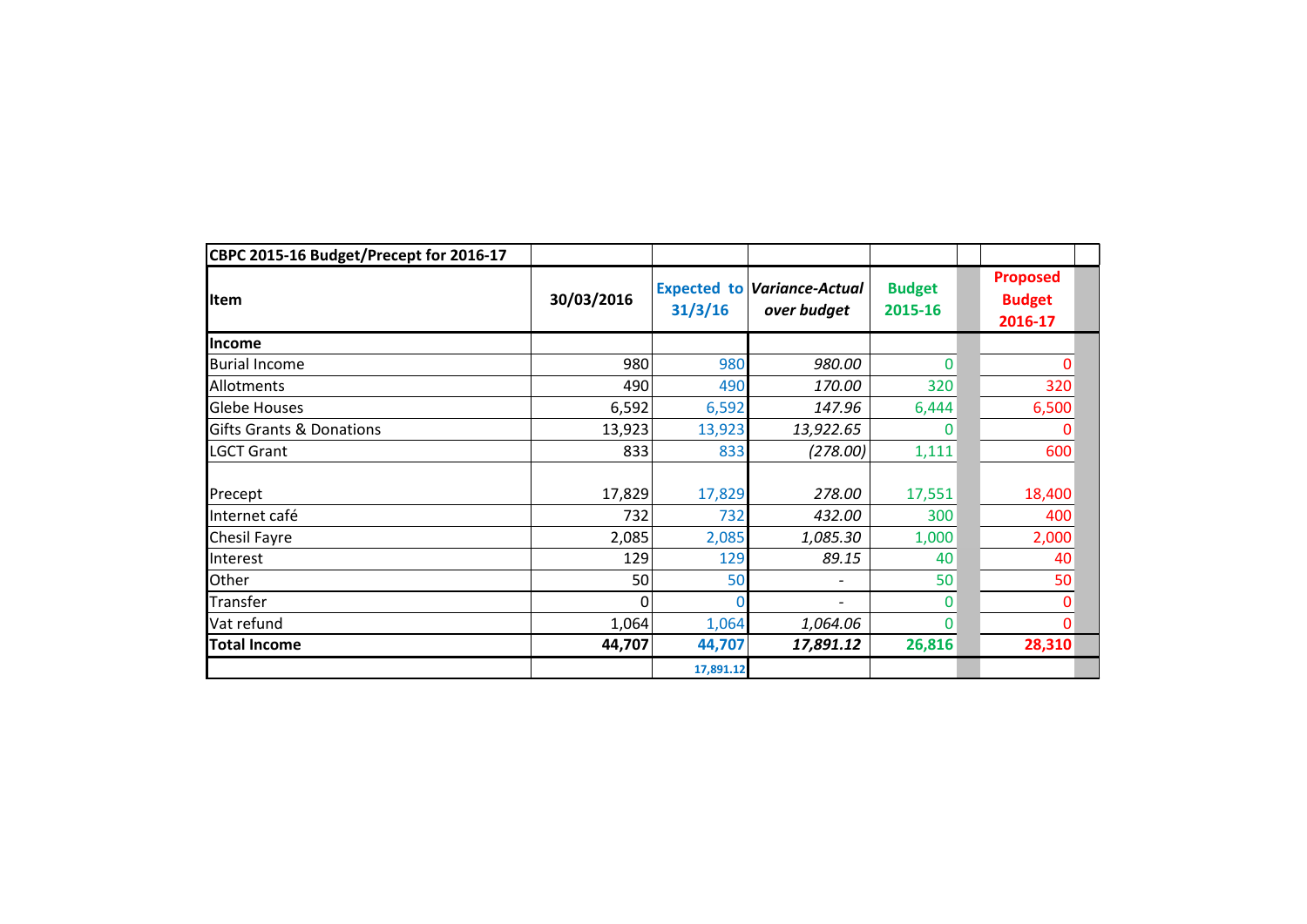| CBPC 2015-16 Budget/Precept for 2016-17 | | | | | | |
|---|---|---|---|---|---|---|
| **Item** | **30/03/2016** | **Expected to 31/3/16** | ***Variance-Actual over budget*** | **Budget 2015-16** | | **Proposed Budget 2016-17** |
| **Income** | | | | | | |
| Burial Income | 980 | 980 | *980.00* | 0 | | 0 |
| Allotments | 490 | 490 | *170.00* | 320 | | 320 |
| Glebe Houses | 6,592 | 6,592 | *147.96* | 6,444 | | 6,500 |
| Gifts Grants & Donations | 13,923 | 13,923 | *13,922.65* | 0 | | 0 |
| LGCT Grant | 833 | 833 | *(278.00)* | 1,111 | | 600 |
| Precept | 17,829 | 17,829 | *278.00* | 17,551 | | 18,400 |
| Internet café | 732 | 732 | *432.00* | 300 | | 400 |
| Chesil Fayre | 2,085 | 2,085 | *1,085.30* | 1,000 | | 2,000 |
| Interest | 129 | 129 | *89.15* | 40 | | 40 |
| Other | 50 | 50 | *-* | 50 | | 50 |
| Transfer | 0 | 0 | *-* | 0 | | 0 |
| Vat refund | 1,064 | 1,064 | *1,064.06* | 0 | | 0 |
| **Total Income** | **44,707** | **44,707** | ***17,891.12*** | **26,816** | | **28,310** |
| | | **17,891.12** | | | | |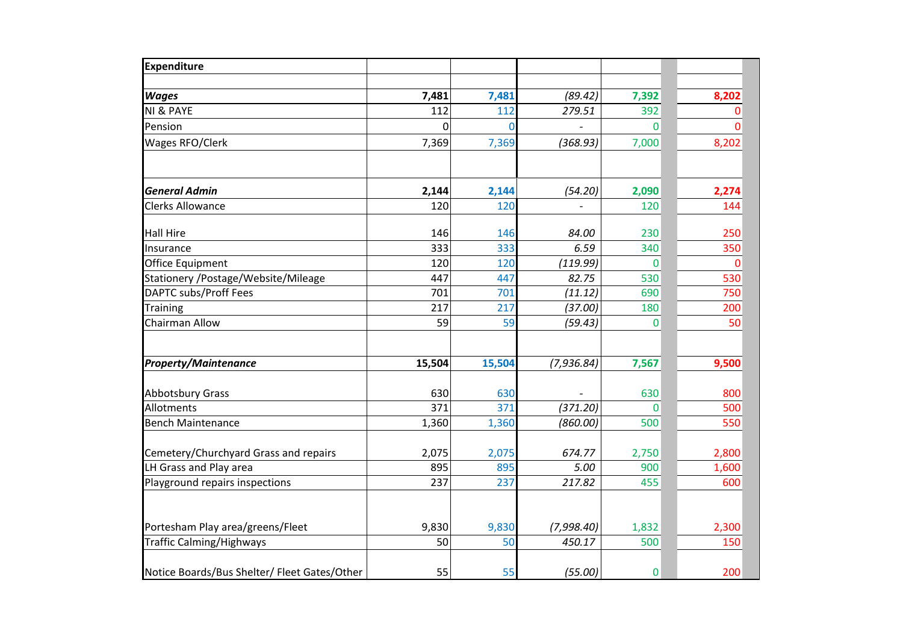| Expenditure | | | | | |
|---|---|---|---|---|---|
| | | | | | |
| ***Wages*** | **7,481** | **7,481** | *(89.42)* | **7,392** | **8,202** |
| NI & PAYE | 112 | 112 | *279.51* | 392 | 0 |
| Pension | 0 | 0 | - | 0 | 0 |
| Wages RFO/Clerk | 7,369 | 7,369 | *(368.93)* | 7,000 | 8,202 |
| | | | | | |
| ***General Admin*** | **2,144** | **2,144** | *(54.20)* | **2,090** | **2,274** |
| Clerks Allowance | 120 | 120 | - | 120 | 144 |
| Hall Hire | 146 | 146 | *84.00* | 230 | 250 |
| Insurance | 333 | 333 | *6.59* | 340 | 350 |
| Office Equipment | 120 | 120 | *(119.99)* | 0 | 0 |
| Stationery /Postage/Website/Mileage | 447 | 447 | *82.75* | 530 | 530 |
| DAPTC subs/Proff Fees | 701 | 701 | *(11.12)* | 690 | 750 |
| Training | 217 | 217 | *(37.00)* | 180 | 200 |
| Chairman Allow | 59 | 59 | *(59.43)* | 0 | 50 |
| | | | | | |
| ***Property/Maintenance*** | **15,504** | **15,504** | *(7,936.84)* | **7,567** | **9,500** |
| Abbotsbury Grass | 630 | 630 | - | 630 | 800 |
| Allotments | 371 | 371 | *(371.20)* | 0 | 500 |
| Bench Maintenance | 1,360 | 1,360 | *(860.00)* | 500 | 550 |
| Cemetery/Churchyard Grass and repairs | 2,075 | 2,075 | *674.77* | 2,750 | 2,800 |
| LH Grass and Play area | 895 | 895 | *5.00* | 900 | 1,600 |
| Playground repairs inspections | 237 | 237 | *217.82* | 455 | 600 |
| Portesham Play area/greens/Fleet | 9,830 | 9,830 | *(7,998.40)* | 1,832 | 2,300 |
| Traffic Calming/Highways | 50 | 50 | *450.17* | 500 | 150 |
| Notice Boards/Bus Shelter/ Fleet Gates/Other | 55 | 55 | *(55.00)* | 0 | 200 |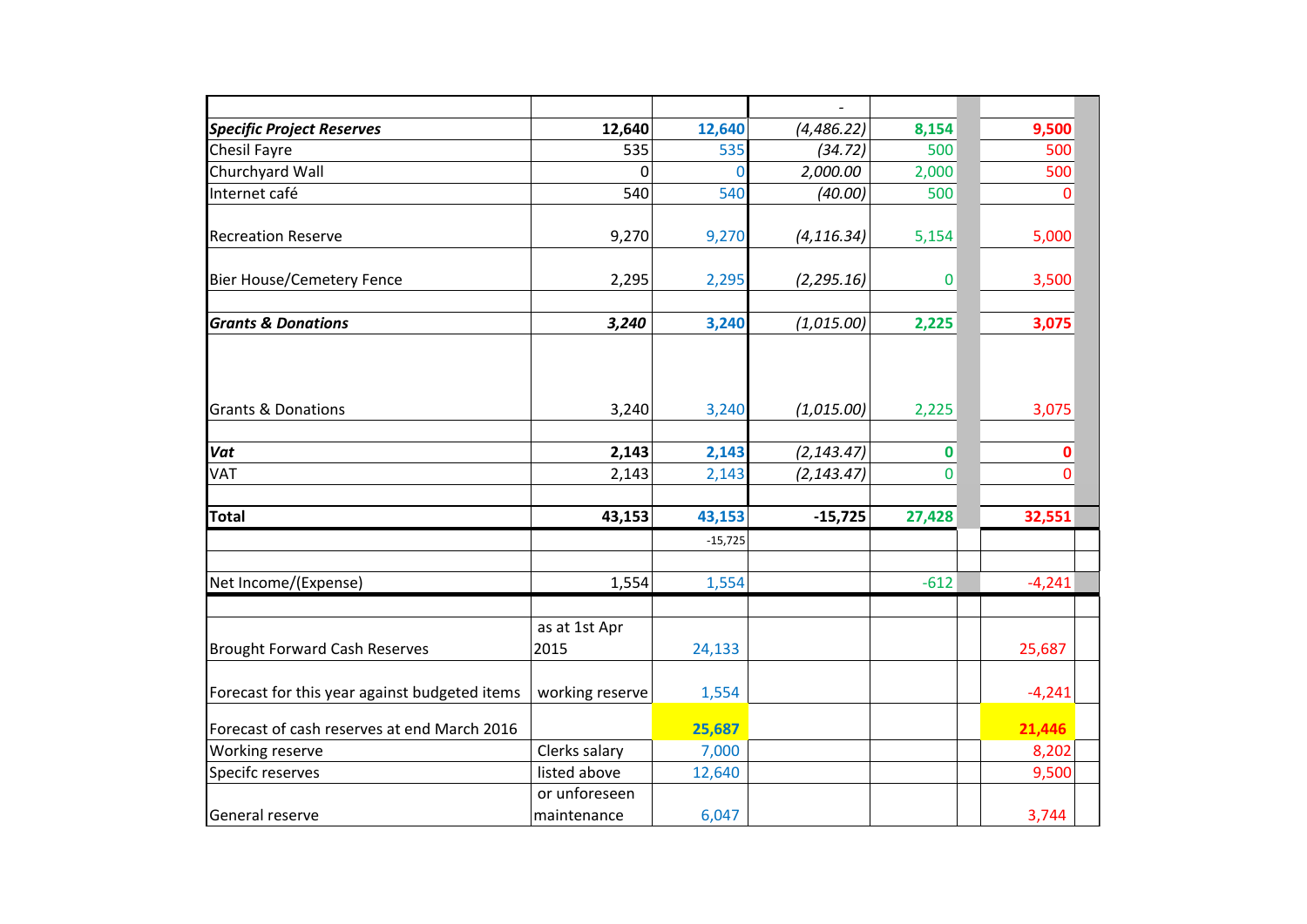| | | | | | | |
|---|---|---|---|---|---|---|
| | | | - | | | |
| ***Specific Project Reserves*** | **12,640** | **12,640** | *(4,486.22)* | **8,154** | | **9,500** |
| Chesil Fayre | 535 | 535 | *(34.72)* | 500 | | 500 |
| Churchyard Wall | 0 | 0 | *2,000.00* | 2,000 | | 500 |
| Internet café | 540 | 540 | *(40.00)* | 500 | | 0 |
| Recreation Reserve | 9,270 | 9,270 | *(4,116.34)* | 5,154 | | 5,000 |
| Bier House/Cemetery Fence | 2,295 | 2,295 | *(2,295.16)* | 0 | | 3,500 |
| | | | | | | |
| ***Grants & Donations*** | ***3,240*** | **3,240** | *(1,015.00)* | **2,225** | | **3,075** |
| Grants & Donations | 3,240 | 3,240 | *(1,015.00)* | 2,225 | | 3,075 |
| | | | | | | |
| ***Vat*** | **2,143** | **2,143** | *(2,143.47)* | **0** | | **0** |
| VAT | 2,143 | 2,143 | *(2,143.47)* | 0 | | 0 |
| | | | | | | |
| **Total** | **43,153** | **43,153** | **-15,725** | **27,428** | | **32,551** |
| | | -15,725 | | | | |
| | | | | | | |
| Net Income/(Expense) | 1,554 | 1,554 | | -612 | | -4,241 |
| | | | | | | |
| Brought Forward Cash Reserves | as at 1st Apr 2015 | 24,133 | | | | 25,687 |
| Forecast for this year against budgeted items | working reserve | 1,554 | | | | -4,241 |
| Forecast of cash reserves at end March 2016 | | **25,687** | | | | **21,446** |
| Working reserve | Clerks salary | 7,000 | | | | 8,202 |
| Specifc reserves | listed above | 12,640 | | | | 9,500 |
| General reserve | or unforeseen maintenance | 6,047 | | | | 3,744 |